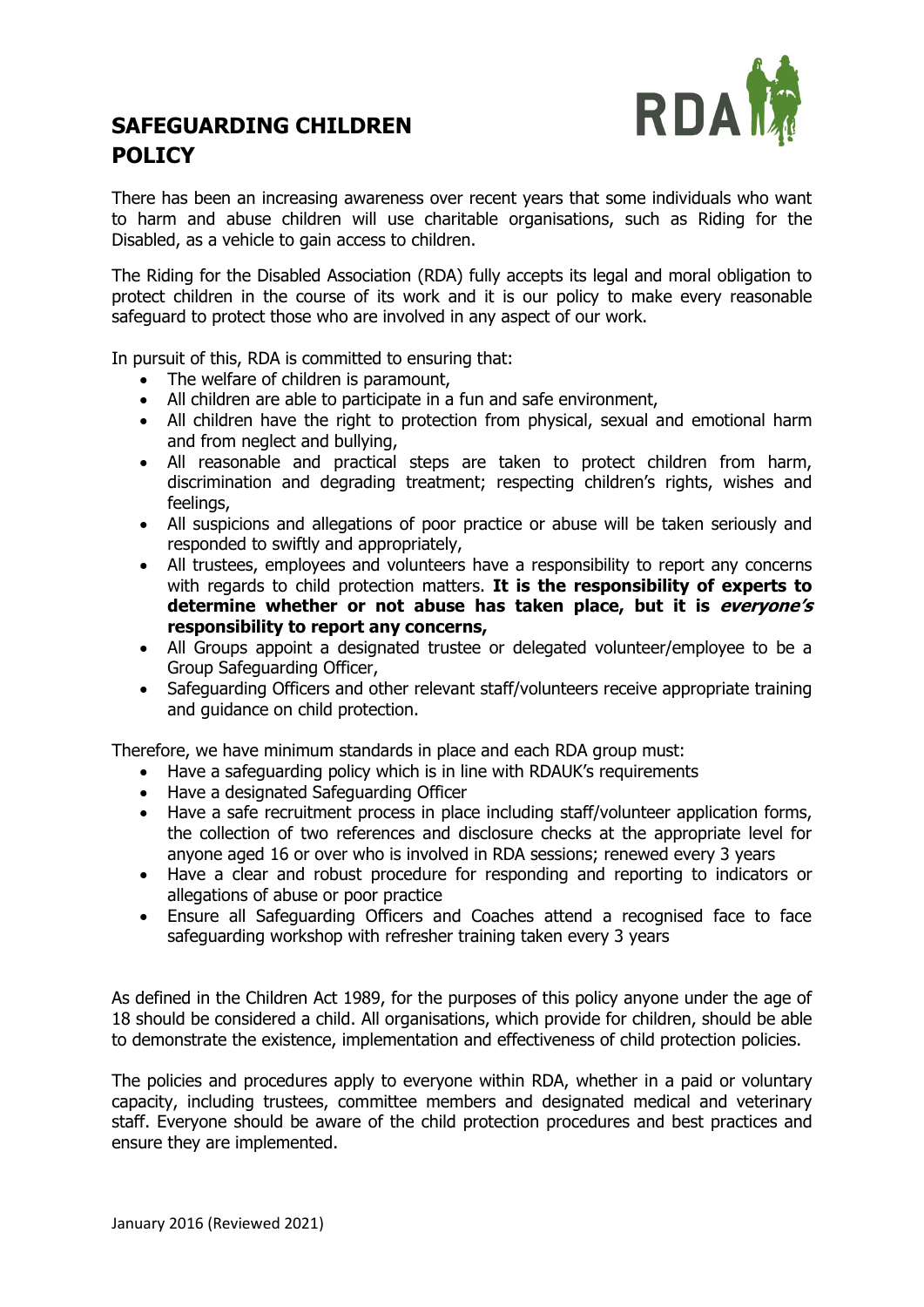# SAFEGUARDING CHILDREN POLICY

There has been an increasing awareness over recent years that some individuals who want to harm and abuse children will use charitable organisations, such as Riding for the Disabled, as a vehicle to gain access to children.

The Riding for the Disabled Association (RDA) fully accepts its legal and moral obligation to protect children in the course of its work and it is our policy to make every reasonable safeguard to protect those who are involved in any aspect of our work.

In pursuit of this, RDA is committed to ensuring that:

- The welfare of children is paramount,
- All children are able to participate in a fun and safe environment,
- All children have the right to protection from physical, sexual and emotional harm and from neglect and bullying,
- All reasonable and practical steps are taken to protect children from harm, discrimination and degrading treatment; respecting children's rights, wishes and feelings,
- All suspicions and allegations of poor practice or abuse will be taken seriously and responded to swiftly and appropriately,
- All trustees, employees and volunteers have a responsibility to report any concerns with regards to child protection matters. **It is the responsibility of experts to determine whether or not abuse has taken place, but it is *everyone's* responsibility to report any concerns,**
- All Groups appoint a designated trustee or delegated volunteer/employee to be a Group Safeguarding Officer,
- Safeguarding Officers and other relevant staff/volunteers receive appropriate training and guidance on child protection.

Therefore, we have minimum standards in place and each RDA group must:

- Have a safeguarding policy which is in line with RDAUK's requirements
- Have a designated Safeguarding Officer
- Have a safe recruitment process in place including staff/volunteer application forms, the collection of two references and disclosure checks at the appropriate level for anyone aged 16 or over who is involved in RDA sessions; renewed every 3 years
- Have a clear and robust procedure for responding and reporting to indicators or allegations of abuse or poor practice
- Ensure all Safeguarding Officers and Coaches attend a recognised face to face safeguarding workshop with refresher training taken every 3 years

As defined in the Children Act 1989, for the purposes of this policy anyone under the age of 18 should be considered a child. All organisations, which provide for children, should be able to demonstrate the existence, implementation and effectiveness of child protection policies.

The policies and procedures apply to everyone within RDA, whether in a paid or voluntary capacity, including trustees, committee members and designated medical and veterinary staff. Everyone should be aware of the child protection procedures and best practices and ensure they are implemented.

January 2016 (Reviewed 2021)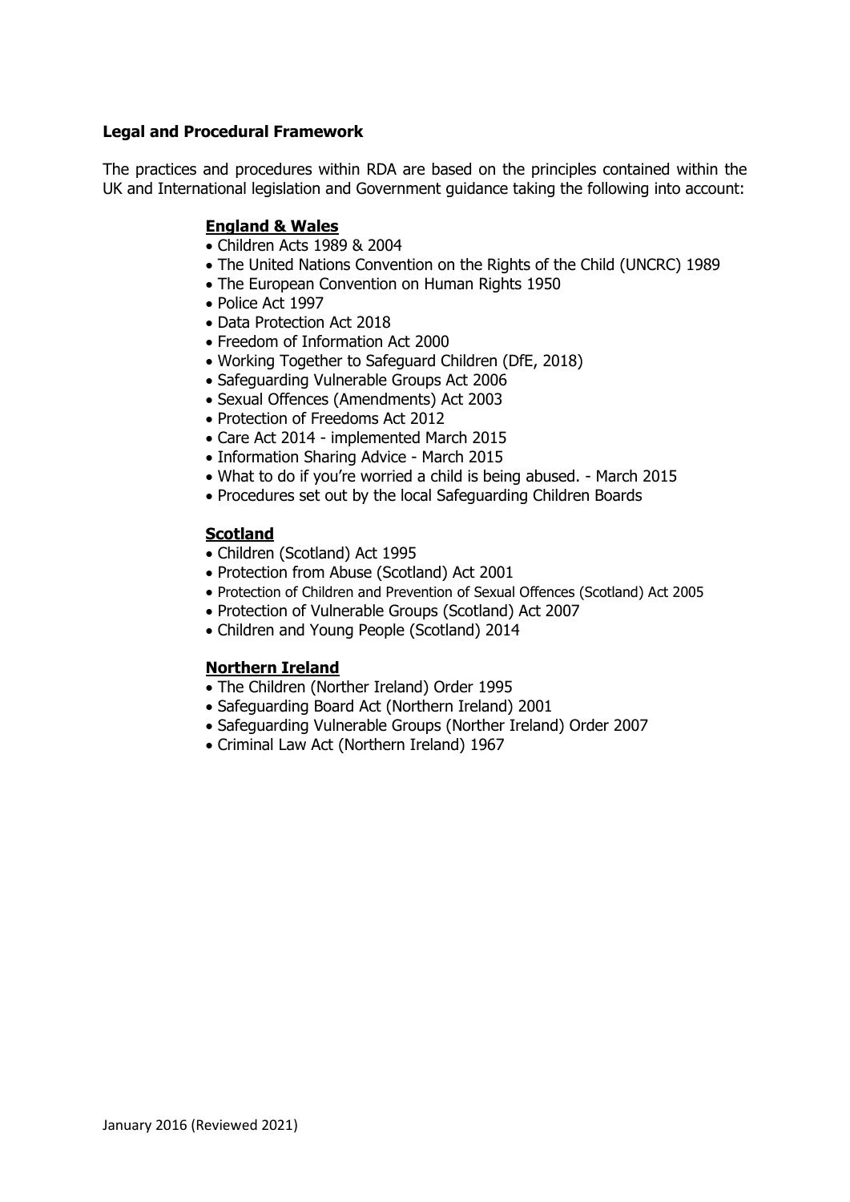**Legal and Procedural Framework**

The practices and procedures within RDA are based on the principles contained within the UK and International legislation and Government guidance taking the following into account:

**England & Wales**

- Children Acts 1989 & 2004
- The United Nations Convention on the Rights of the Child (UNCRC) 1989
- The European Convention on Human Rights 1950
- Police Act 1997
- Data Protection Act 2018
- Freedom of Information Act 2000
- Working Together to Safeguard Children (DfE, 2018)
- Safeguarding Vulnerable Groups Act 2006
- Sexual Offences (Amendments) Act 2003
- Protection of Freedoms Act 2012
- Care Act 2014 - implemented March 2015
- Information Sharing Advice - March 2015
- What to do if you're worried a child is being abused. - March 2015
- Procedures set out by the local Safeguarding Children Boards

**Scotland**

- Children (Scotland) Act 1995
- Protection from Abuse (Scotland) Act 2001
- Protection of Children and Prevention of Sexual Offences (Scotland) Act 2005
- Protection of Vulnerable Groups (Scotland) Act 2007
- Children and Young People (Scotland) 2014

**Northern Ireland**

- The Children (Norther Ireland) Order 1995
- Safeguarding Board Act (Northern Ireland) 2001
- Safeguarding Vulnerable Groups (Norther Ireland) Order 2007
- Criminal Law Act (Northern Ireland) 1967

January 2016 (Reviewed 2021)